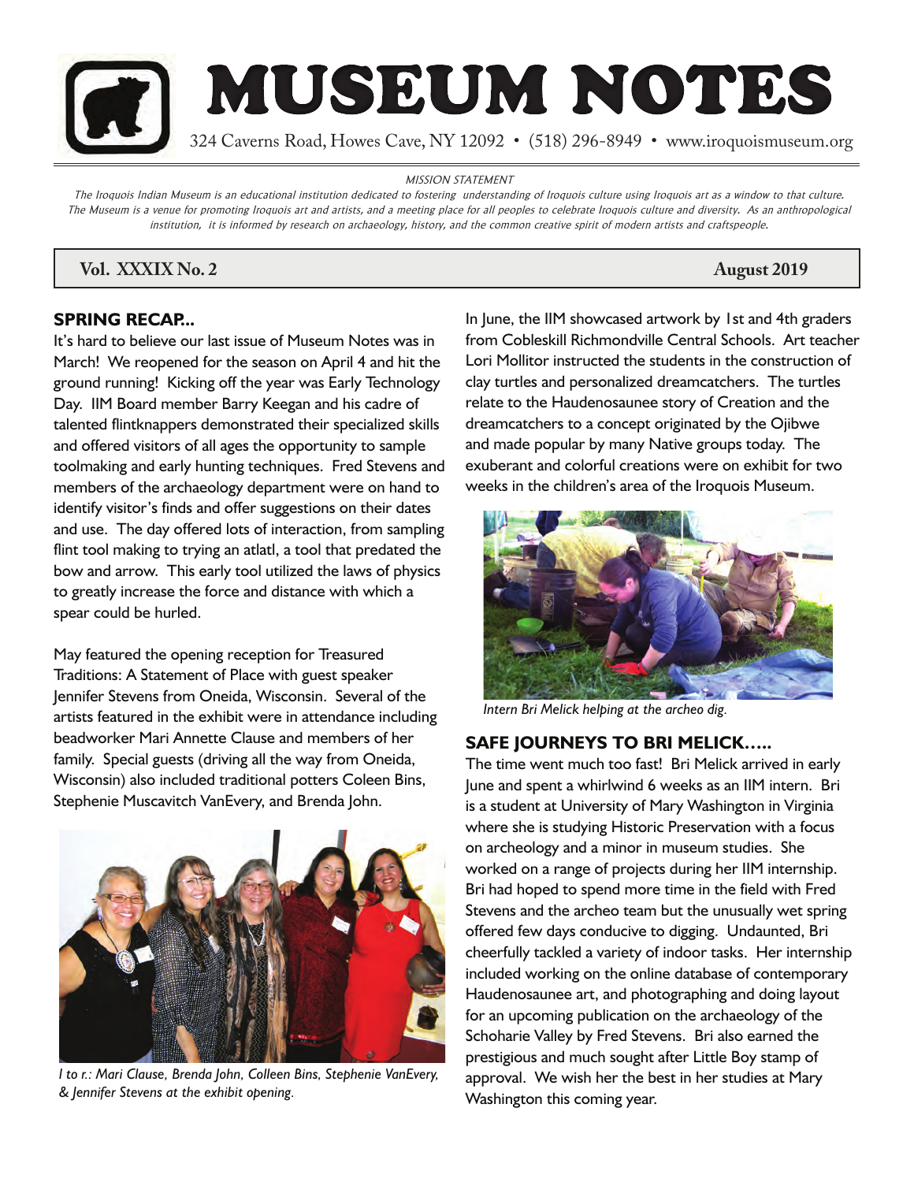# MUSEUM NOTES

324 Caverns Road, Howes Cave, NY 12092 • (518) 296-8949 • www.iroquoismuseum.org

*MISSION STATEMENT*

*The Iroquois Indian Museum is an educational institution dedicated to fostering understanding of Iroquois culture using Iroquois art as a window to that culture. The Museum is a venue for promoting Iroquois art and artists, and a meeting place for all peoples to celebrate Iroquois culture and diversity. As an anthropological institution, it is informed by research on archaeology, history, and the common creative spirit of modern artists and craftspeople.*

**Vol. XXXIX No. 2** **August 2019**

## SPRING RECAP..

It's hard to believe our last issue of Museum Notes was in March! We reopened for the season on April 4 and hit the ground running! Kicking off the year was Early Technology Day. IIM Board member Barry Keegan and his cadre of talented flintknappers demonstrated their specialized skills and offered visitors of all ages the opportunity to sample toolmaking and early hunting techniques. Fred Stevens and members of the archaeology department were on hand to identify visitor's finds and offer suggestions on their dates and use. The day offered lots of interaction, from sampling flint tool making to trying an atlatl, a tool that predated the bow and arrow. This early tool utilized the laws of physics to greatly increase the force and distance with which a spear could be hurled.

May featured the opening reception for Treasured Traditions: A Statement of Place with guest speaker Jennifer Stevens from Oneida, Wisconsin. Several of the artists featured in the exhibit were in attendance including beadworker Mari Annette Clause and members of her family. Special guests (driving all the way from Oneida, Wisconsin) also included traditional potters Coleen Bins, Stephenie Muscavitch VanEvery, and Brenda John.

*l to r.: Mari Clause, Brenda John, Colleen Bins, Stephenie VanEvery, & Jennifer Stevens at the exhibit opening.*

In June, the IIM showcased artwork by 1st and 4th graders from Cobleskill Richmondville Central Schools. Art teacher Lori Mollitor instructed the students in the construction of clay turtles and personalized dreamcatchers. The turtles relate to the Haudenosaunee story of Creation and the dreamcatchers to a concept originated by the Ojibwe and made popular by many Native groups today. The exuberant and colorful creations were on exhibit for two weeks in the children's area of the Iroquois Museum.

*Intern Bri Melick helping at the archeo dig.*

## SAFE JOURNEYS TO BRI MELICK…..

The time went much too fast! Bri Melick arrived in early June and spent a whirlwind 6 weeks as an IIM intern. Bri is a student at University of Mary Washington in Virginia where she is studying Historic Preservation with a focus on archeology and a minor in museum studies. She worked on a range of projects during her IIM internship. Bri had hoped to spend more time in the field with Fred Stevens and the archeo team but the unusually wet spring offered few days conducive to digging. Undaunted, Bri cheerfully tackled a variety of indoor tasks. Her internship included working on the online database of contemporary Haudenosaunee art, and photographing and doing layout for an upcoming publication on the archaeology of the Schoharie Valley by Fred Stevens. Bri also earned the prestigious and much sought after Little Boy stamp of approval. We wish her the best in her studies at Mary Washington this coming year.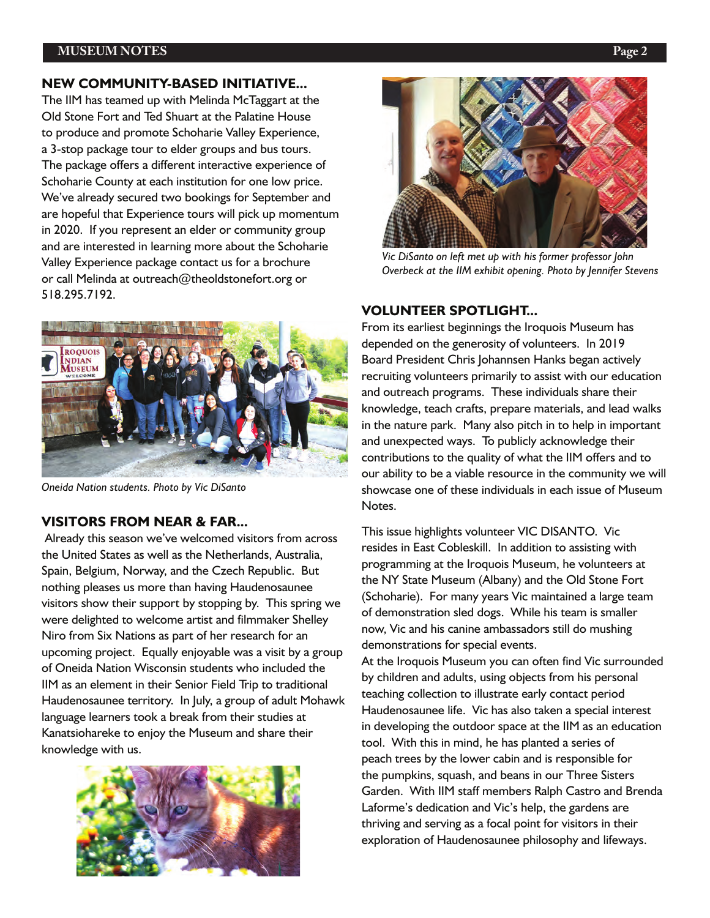## NEW COMMUNITY-BASED INITIATIVE...

The IIM has teamed up with Melinda McTaggart at the Old Stone Fort and Ted Shuart at the Palatine House to produce and promote Schoharie Valley Experience, a 3-stop package tour to elder groups and bus tours. The package offers a different interactive experience of Schoharie County at each institution for one low price. We've already secured two bookings for September and are hopeful that Experience tours will pick up momentum in 2020. If you represent an elder or community group and are interested in learning more about the Schoharie Valley Experience package contact us for a brochure or call Melinda at outreach@theoldstonefort.org or 518.295.7192.

*Oneida Nation students. Photo by Vic DiSanto*

## VISITORS FROM NEAR & FAR...

Already this season we've welcomed visitors from across the United States as well as the Netherlands, Australia, Spain, Belgium, Norway, and the Czech Republic. But nothing pleases us more than having Haudenosaunee visitors show their support by stopping by. This spring we were delighted to welcome artist and filmmaker Shelley Niro from Six Nations as part of her research for an upcoming project. Equally enjoyable was a visit by a group of Oneida Nation Wisconsin students who included the IIM as an element in their Senior Field Trip to traditional Haudenosaunee territory. In July, a group of adult Mohawk language learners took a break from their studies at Kanatsiohareke to enjoy the Museum and share their knowledge with us.

*Vic DiSanto on left met up with his former professor John Overbeck at the IIM exhibit opening. Photo by Jennifer Stevens*

## VOLUNTEER SPOTLIGHT...

From its earliest beginnings the Iroquois Museum has depended on the generosity of volunteers. In 2019 Board President Chris Johannsen Hanks began actively recruiting volunteers primarily to assist with our education and outreach programs. These individuals share their knowledge, teach crafts, prepare materials, and lead walks in the nature park. Many also pitch in to help in important and unexpected ways. To publicly acknowledge their contributions to the quality of what the IIM offers and to our ability to be a viable resource in the community we will showcase one of these individuals in each issue of Museum Notes.

This issue highlights volunteer VIC DISANTO. Vic resides in East Cobleskill. In addition to assisting with programming at the Iroquois Museum, he volunteers at the NY State Museum (Albany) and the Old Stone Fort (Schoharie). For many years Vic maintained a large team of demonstration sled dogs. While his team is smaller now, Vic and his canine ambassadors still do mushing demonstrations for special events.

At the Iroquois Museum you can often find Vic surrounded by children and adults, using objects from his personal teaching collection to illustrate early contact period Haudenosaunee life. Vic has also taken a special interest in developing the outdoor space at the IIM as an education tool. With this in mind, he has planted a series of peach trees by the lower cabin and is responsible for the pumpkins, squash, and beans in our Three Sisters Garden. With IIM staff members Ralph Castro and Brenda Laforme's dedication and Vic's help, the gardens are thriving and serving as a focal point for visitors in their exploration of Haudenosaunee philosophy and lifeways.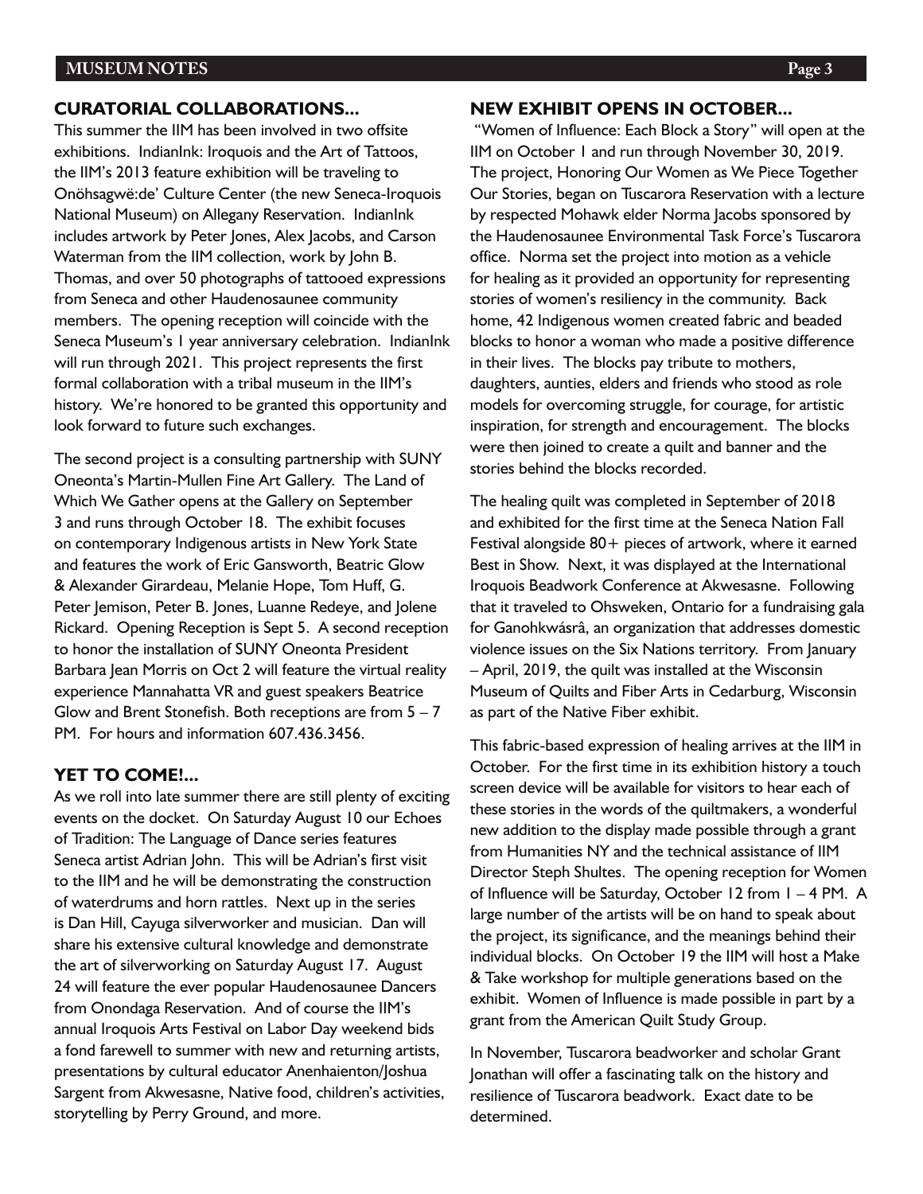## CURATORIAL COLLABORATIONS...

This summer the IIM has been involved in two offsite exhibitions. IndianInk: Iroquois and the Art of Tattoos, the IIM's 2013 feature exhibition will be traveling to Onöhsagwë:de' Culture Center (the new Seneca-Iroquois National Museum) on Allegany Reservation. IndianInk includes artwork by Peter Jones, Alex Jacobs, and Carson Waterman from the IIM collection, work by John B. Thomas, and over 50 photographs of tattooed expressions from Seneca and other Haudenosaunee community members. The opening reception will coincide with the Seneca Museum's 1 year anniversary celebration. IndianInk will run through 2021. This project represents the first formal collaboration with a tribal museum in the IIM's history. We're honored to be granted this opportunity and look forward to future such exchanges.

The second project is a consulting partnership with SUNY Oneonta's Martin-Mullen Fine Art Gallery. The Land of Which We Gather opens at the Gallery on September 3 and runs through October 18. The exhibit focuses on contemporary Indigenous artists in New York State and features the work of Eric Gansworth, Beatric Glow & Alexander Girardeau, Melanie Hope, Tom Huff, G. Peter Jemison, Peter B. Jones, Luanne Redeye, and Jolene Rickard. Opening Reception is Sept 5. A second reception to honor the installation of SUNY Oneonta President Barbara Jean Morris on Oct 2 will feature the virtual reality experience Mannahatta VR and guest speakers Beatrice Glow and Brent Stonefish. Both receptions are from 5 – 7 PM. For hours and information 607.436.3456.

## YET TO COME!...

As we roll into late summer there are still plenty of exciting events on the docket. On Saturday August 10 our Echoes of Tradition: The Language of Dance series features Seneca artist Adrian John. This will be Adrian's first visit to the IIM and he will be demonstrating the construction of waterdrums and horn rattles. Next up in the series is Dan Hill, Cayuga silverworker and musician. Dan will share his extensive cultural knowledge and demonstrate the art of silverworking on Saturday August 17. August 24 will feature the ever popular Haudenosaunee Dancers from Onondaga Reservation. And of course the IIM's annual Iroquois Arts Festival on Labor Day weekend bids a fond farewell to summer with new and returning artists, presentations by cultural educator Anenhaienton/Joshua Sargent from Akwesasne, Native food, children's activities, storytelling by Perry Ground, and more.

## NEW EXHIBIT OPENS IN OCTOBER...

"Women of Influence: Each Block a Story" will open at the IIM on October 1 and run through November 30, 2019. The project, Honoring Our Women as We Piece Together Our Stories, began on Tuscarora Reservation with a lecture by respected Mohawk elder Norma Jacobs sponsored by the Haudenosaunee Environmental Task Force's Tuscarora office. Norma set the project into motion as a vehicle for healing as it provided an opportunity for representing stories of women's resiliency in the community. Back home, 42 Indigenous women created fabric and beaded blocks to honor a woman who made a positive difference in their lives. The blocks pay tribute to mothers, daughters, aunties, elders and friends who stood as role models for overcoming struggle, for courage, for artistic inspiration, for strength and encouragement. The blocks were then joined to create a quilt and banner and the stories behind the blocks recorded.

The healing quilt was completed in September of 2018 and exhibited for the first time at the Seneca Nation Fall Festival alongside 80+ pieces of artwork, where it earned Best in Show. Next, it was displayed at the International Iroquois Beadwork Conference at Akwesasne. Following that it traveled to Ohsweken, Ontario for a fundraising gala for Ganohkwásrâ, an organization that addresses domestic violence issues on the Six Nations territory. From January – April, 2019, the quilt was installed at the Wisconsin Museum of Quilts and Fiber Arts in Cedarburg, Wisconsin as part of the Native Fiber exhibit.

This fabric-based expression of healing arrives at the IIM in October. For the first time in its exhibition history a touch screen device will be available for visitors to hear each of these stories in the words of the quiltmakers, a wonderful new addition to the display made possible through a grant from Humanities NY and the technical assistance of IIM Director Steph Shultes. The opening reception for Women of Influence will be Saturday, October 12 from 1 – 4 PM. A large number of the artists will be on hand to speak about the project, its significance, and the meanings behind their individual blocks. On October 19 the IIM will host a Make & Take workshop for multiple generations based on the exhibit. Women of Influence is made possible in part by a grant from the American Quilt Study Group.

In November, Tuscarora beadworker and scholar Grant Jonathan will offer a fascinating talk on the history and resilience of Tuscarora beadwork. Exact date to be determined.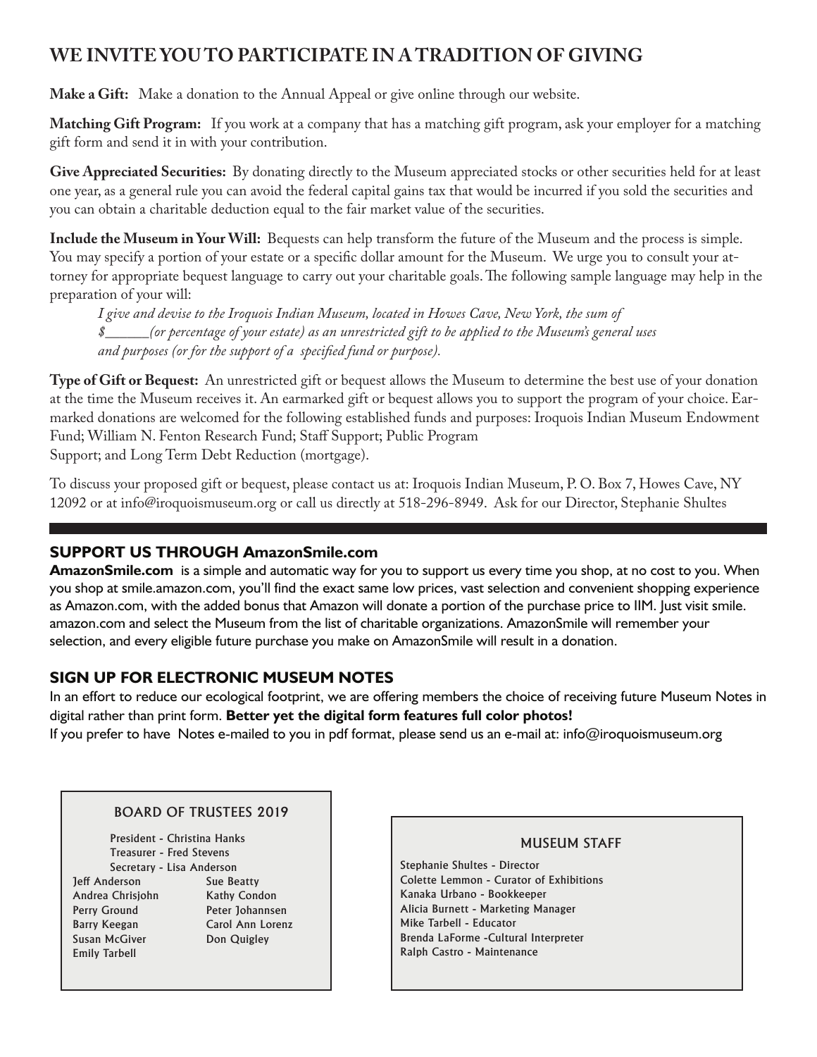# WE INVITE YOU TO PARTICIPATE IN A TRADITION OF GIVING

**Make a Gift:** Make a donation to the Annual Appeal or give online through our website.

**Matching Gift Program:** If you work at a company that has a matching gift program, ask your employer for a matching gift form and send it in with your contribution.

**Give Appreciated Securities:** By donating directly to the Museum appreciated stocks or other securities held for at least one year, as a general rule you can avoid the federal capital gains tax that would be incurred if you sold the securities and you can obtain a charitable deduction equal to the fair market value of the securities.

**Include the Museum in Your Will:** Bequests can help transform the future of the Museum and the process is simple. You may specify a portion of your estate or a specific dollar amount for the Museum. We urge you to consult your attorney for appropriate bequest language to carry out your charitable goals. The following sample language may help in the preparation of your will:

*I give and devise to the Iroquois Indian Museum, located in Howes Cave, New York, the sum of $______(or percentage of your estate) as an unrestricted gift to be applied to the Museum's general uses and purposes (or for the support of a specified fund or purpose).*

**Type of Gift or Bequest:** An unrestricted gift or bequest allows the Museum to determine the best use of your donation at the time the Museum receives it. An earmarked gift or bequest allows you to support the program of your choice. Earmarked donations are welcomed for the following established funds and purposes: Iroquois Indian Museum Endowment Fund; William N. Fenton Research Fund; Staff Support; Public Program Support; and Long Term Debt Reduction (mortgage).

To discuss your proposed gift or bequest, please contact us at: Iroquois Indian Museum, P. O. Box 7, Howes Cave, NY 12092 or at info@iroquoismuseum.org or call us directly at 518-296-8949. Ask for our Director, Stephanie Shultes

## SUPPORT US THROUGH AmazonSmile.com

**AmazonSmile.com** is a simple and automatic way for you to support us every time you shop, at no cost to you. When you shop at smile.amazon.com, you'll find the exact same low prices, vast selection and convenient shopping experience as Amazon.com, with the added bonus that Amazon will donate a portion of the purchase price to IIM. Just visit smile.amazon.com and select the Museum from the list of charitable organizations. AmazonSmile will remember your selection, and every eligible future purchase you make on AmazonSmile will result in a donation.

## SIGN UP FOR ELECTRONIC MUSEUM NOTES

In an effort to reduce our ecological footprint, we are offering members the choice of receiving future Museum Notes in digital rather than print form. **Better yet the digital form features full color photos!**
If you prefer to have Notes e-mailed to you in pdf format, please send us an e-mail at: info@iroquoismuseum.org

### BOARD OF TRUSTEES 2019

President - Christina Hanks
Treasurer - Fred Stevens
Secretary - Lisa Anderson

Jeff Anderson
Andrea Chrisjohn
Perry Ground
Barry Keegan
Susan McGiver
Emily Tarbell
Sue Beatty
Kathy Condon
Peter Johannsen
Carol Ann Lorenz
Don Quigley

### MUSEUM STAFF

Stephanie Shultes - Director
Colette Lemmon - Curator of Exhibitions
Kanaka Urbano - Bookkeeper
Alicia Burnett - Marketing Manager
Mike Tarbell - Educator
Brenda LaForme -Cultural Interpreter
Ralph Castro - Maintenance